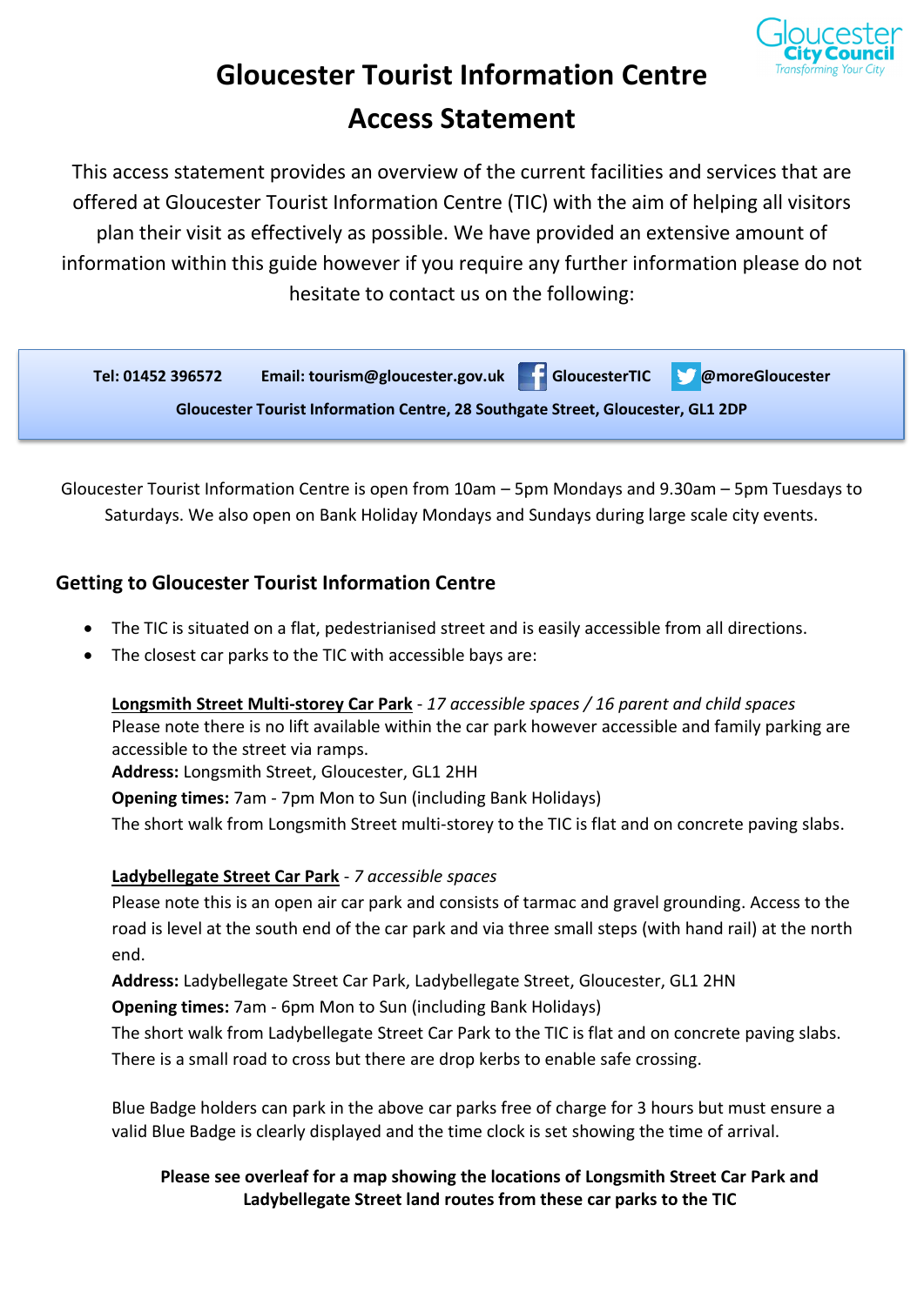# Gloucester Tourist Information Centre Access Statement

This access statement provides an overview of the current facilities and services that are offered at Gloucester Tourist Information Centre (TIC) with the aim of helping all visitors plan their visit as effectively as possible. We have provided an extensive amount of information within this guide however if you require any further information please do not hesitate to contact us on the following:

**Tel: 01452 396572** **Email: tourism@gloucester.gov.uk** **GloucesterTIC** **@moreGloucester**

**Gloucester Tourist Information Centre, 28 Southgate Street, Gloucester, GL1 2DP**

Gloucester Tourist Information Centre is open from 10am – 5pm Mondays and 9.30am – 5pm Tuesdays to Saturdays. We also open on Bank Holiday Mondays and Sundays during large scale city events.

## Getting to Gloucester Tourist Information Centre

- The TIC is situated on a flat, pedestrianised street and is easily accessible from all directions.
- The closest car parks to the TIC with accessible bays are:

**Longsmith Street Multi-storey Car Park** - *17 accessible spaces / 16 parent and child spaces*
Please note there is no lift available within the car park however accessible and family parking are accessible to the street via ramps.
**Address:** Longsmith Street, Gloucester, GL1 2HH
**Opening times:** 7am - 7pm Mon to Sun (including Bank Holidays)
The short walk from Longsmith Street multi-storey to the TIC is flat and on concrete paving slabs.

**Ladybellegate Street Car Park** - *7 accessible spaces*
Please note this is an open air car park and consists of tarmac and gravel grounding. Access to the road is level at the south end of the car park and via three small steps (with hand rail) at the north end.
**Address:** Ladybellegate Street Car Park, Ladybellegate Street, Gloucester, GL1 2HN
**Opening times:** 7am - 6pm Mon to Sun (including Bank Holidays)
The short walk from Ladybellegate Street Car Park to the TIC is flat and on concrete paving slabs. There is a small road to cross but there are drop kerbs to enable safe crossing.

Blue Badge holders can park in the above car parks free of charge for 3 hours but must ensure a valid Blue Badge is clearly displayed and the time clock is set showing the time of arrival.

**Please see overleaf for a map showing the locations of Longsmith Street Car Park and Ladybellegate Street land routes from these car parks to the TIC**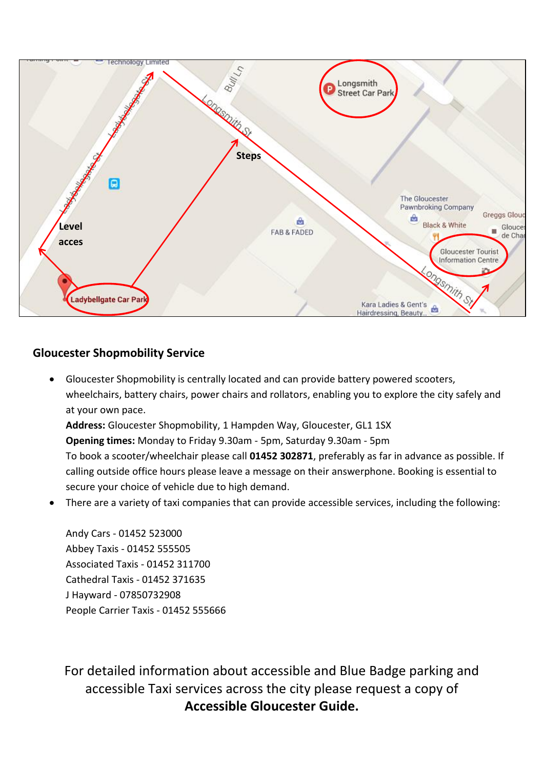## Gloucester Shopmobility Service

- Gloucester Shopmobility is centrally located and can provide battery powered scooters, wheelchairs, battery chairs, power chairs and rollators, enabling you to explore the city safely and at your own pace.
  **Address:** Gloucester Shopmobility, 1 Hampden Way, Gloucester, GL1 1SX
  **Opening times:** Monday to Friday 9.30am - 5pm, Saturday 9.30am - 5pm
  To book a scooter/wheelchair please call **01452 302871**, preferably as far in advance as possible. If calling outside office hours please leave a message on their answerphone. Booking is essential to secure your choice of vehicle due to high demand.
- There are a variety of taxi companies that can provide accessible services, including the following:

  Andy Cars - 01452 523000
  Abbey Taxis - 01452 555505
  Associated Taxis - 01452 311700
  Cathedral Taxis - 01452 371635
  J Hayward - 07850732908
  People Carrier Taxis - 01452 555666

For detailed information about accessible and Blue Badge parking and accessible Taxi services across the city please request a copy of **Accessible Gloucester Guide.**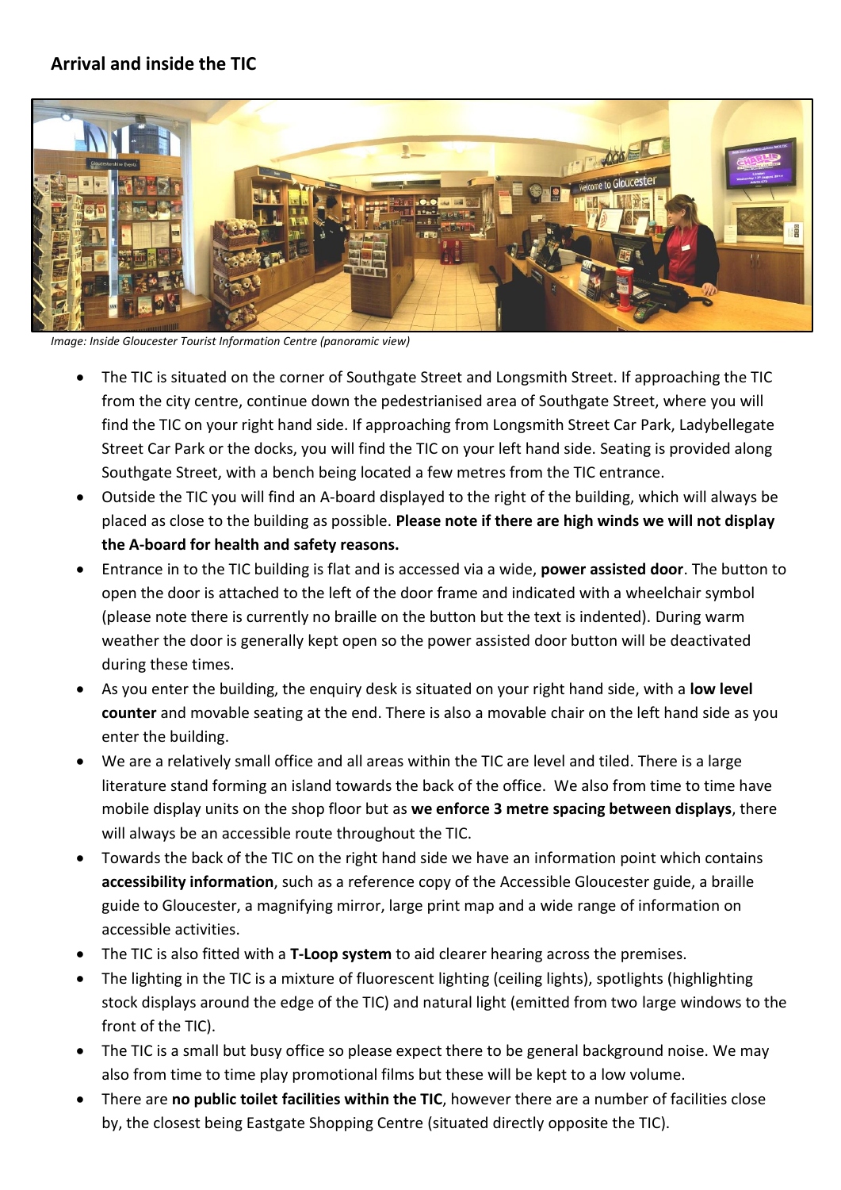## Arrival and inside the TIC

*Image: Inside Gloucester Tourist Information Centre (panoramic view)*

- The TIC is situated on the corner of Southgate Street and Longsmith Street. If approaching the TIC from the city centre, continue down the pedestrianised area of Southgate Street, where you will find the TIC on your right hand side. If approaching from Longsmith Street Car Park, Ladybellegate Street Car Park or the docks, you will find the TIC on your left hand side. Seating is provided along Southgate Street, with a bench being located a few metres from the TIC entrance.
- Outside the TIC you will find an A-board displayed to the right of the building, which will always be placed as close to the building as possible. **Please note if there are high winds we will not display the A-board for health and safety reasons.**
- Entrance in to the TIC building is flat and is accessed via a wide, **power assisted door**. The button to open the door is attached to the left of the door frame and indicated with a wheelchair symbol (please note there is currently no braille on the button but the text is indented). During warm weather the door is generally kept open so the power assisted door button will be deactivated during these times.
- As you enter the building, the enquiry desk is situated on your right hand side, with a **low level counter** and movable seating at the end. There is also a movable chair on the left hand side as you enter the building.
- We are a relatively small office and all areas within the TIC are level and tiled. There is a large literature stand forming an island towards the back of the office. We also from time to time have mobile display units on the shop floor but as **we enforce 3 metre spacing between displays**, there will always be an accessible route throughout the TIC.
- Towards the back of the TIC on the right hand side we have an information point which contains **accessibility information**, such as a reference copy of the Accessible Gloucester guide, a braille guide to Gloucester, a magnifying mirror, large print map and a wide range of information on accessible activities.
- The TIC is also fitted with a **T-Loop system** to aid clearer hearing across the premises.
- The lighting in the TIC is a mixture of fluorescent lighting (ceiling lights), spotlights (highlighting stock displays around the edge of the TIC) and natural light (emitted from two large windows to the front of the TIC).
- The TIC is a small but busy office so please expect there to be general background noise. We may also from time to time play promotional films but these will be kept to a low volume.
- There are **no public toilet facilities within the TIC**, however there are a number of facilities close by, the closest being Eastgate Shopping Centre (situated directly opposite the TIC).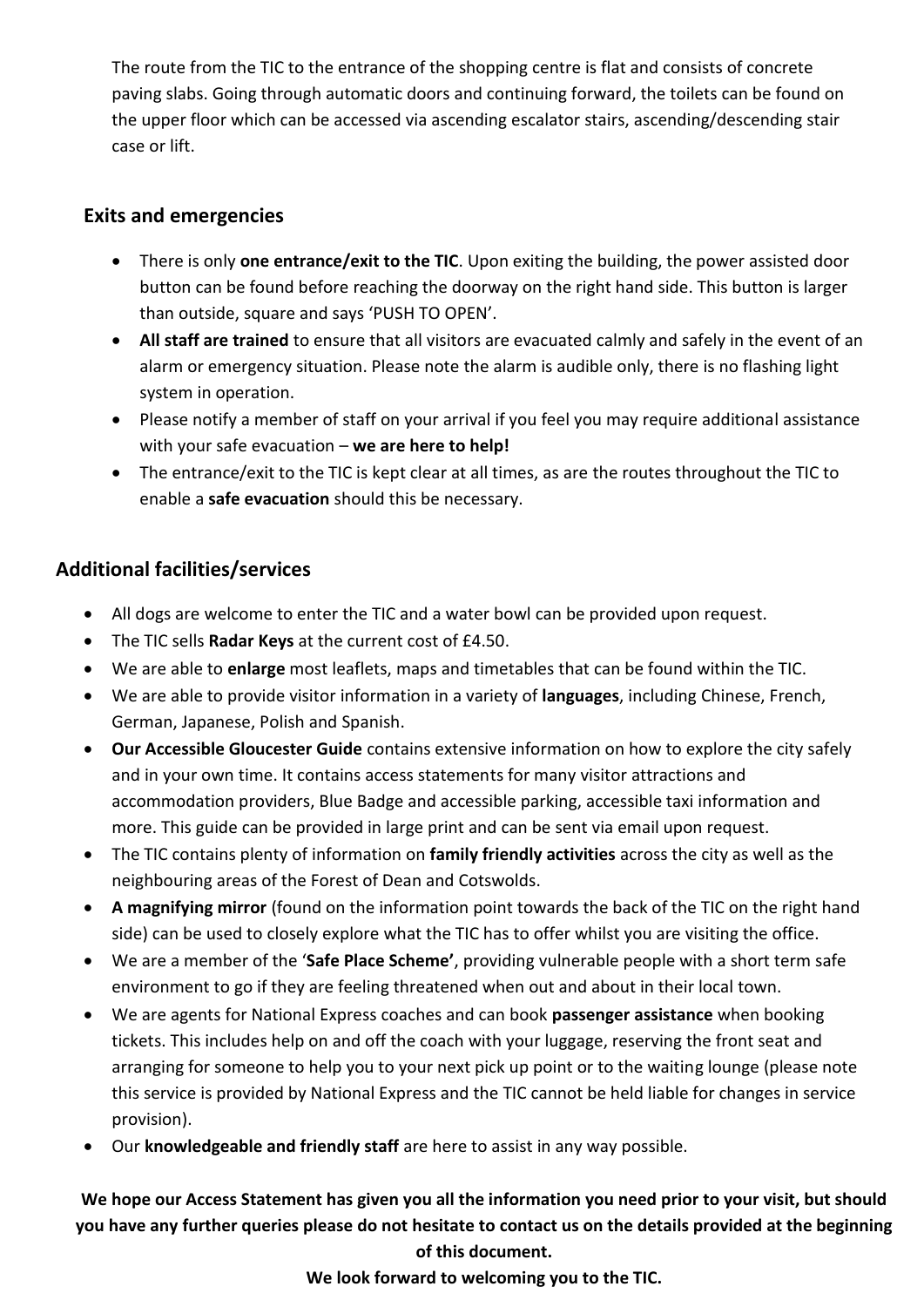The route from the TIC to the entrance of the shopping centre is flat and consists of concrete paving slabs. Going through automatic doors and continuing forward, the toilets can be found on the upper floor which can be accessed via ascending escalator stairs, ascending/descending stair case or lift.

## Exits and emergencies

- There is only **one entrance/exit to the TIC**. Upon exiting the building, the power assisted door button can be found before reaching the doorway on the right hand side. This button is larger than outside, square and says 'PUSH TO OPEN'.
- **All staff are trained** to ensure that all visitors are evacuated calmly and safely in the event of an alarm or emergency situation. Please note the alarm is audible only, there is no flashing light system in operation.
- Please notify a member of staff on your arrival if you feel you may require additional assistance with your safe evacuation – **we are here to help!**
- The entrance/exit to the TIC is kept clear at all times, as are the routes throughout the TIC to enable a **safe evacuation** should this be necessary.

## Additional facilities/services

- All dogs are welcome to enter the TIC and a water bowl can be provided upon request.
- The TIC sells **Radar Keys** at the current cost of £4.50.
- We are able to **enlarge** most leaflets, maps and timetables that can be found within the TIC.
- We are able to provide visitor information in a variety of **languages**, including Chinese, French, German, Japanese, Polish and Spanish.
- **Our Accessible Gloucester Guide** contains extensive information on how to explore the city safely and in your own time. It contains access statements for many visitor attractions and accommodation providers, Blue Badge and accessible parking, accessible taxi information and more. This guide can be provided in large print and can be sent via email upon request.
- The TIC contains plenty of information on **family friendly activities** across the city as well as the neighbouring areas of the Forest of Dean and Cotswolds.
- **A magnifying mirror** (found on the information point towards the back of the TIC on the right hand side) can be used to closely explore what the TIC has to offer whilst you are visiting the office.
- We are a member of the '**Safe Place Scheme'**, providing vulnerable people with a short term safe environment to go if they are feeling threatened when out and about in their local town.
- We are agents for National Express coaches and can book **passenger assistance** when booking tickets. This includes help on and off the coach with your luggage, reserving the front seat and arranging for someone to help you to your next pick up point or to the waiting lounge (please note this service is provided by National Express and the TIC cannot be held liable for changes in service provision).
- Our **knowledgeable and friendly staff** are here to assist in any way possible.

**We hope our Access Statement has given you all the information you need prior to your visit, but should you have any further queries please do not hesitate to contact us on the details provided at the beginning of this document.**

**We look forward to welcoming you to the TIC.**